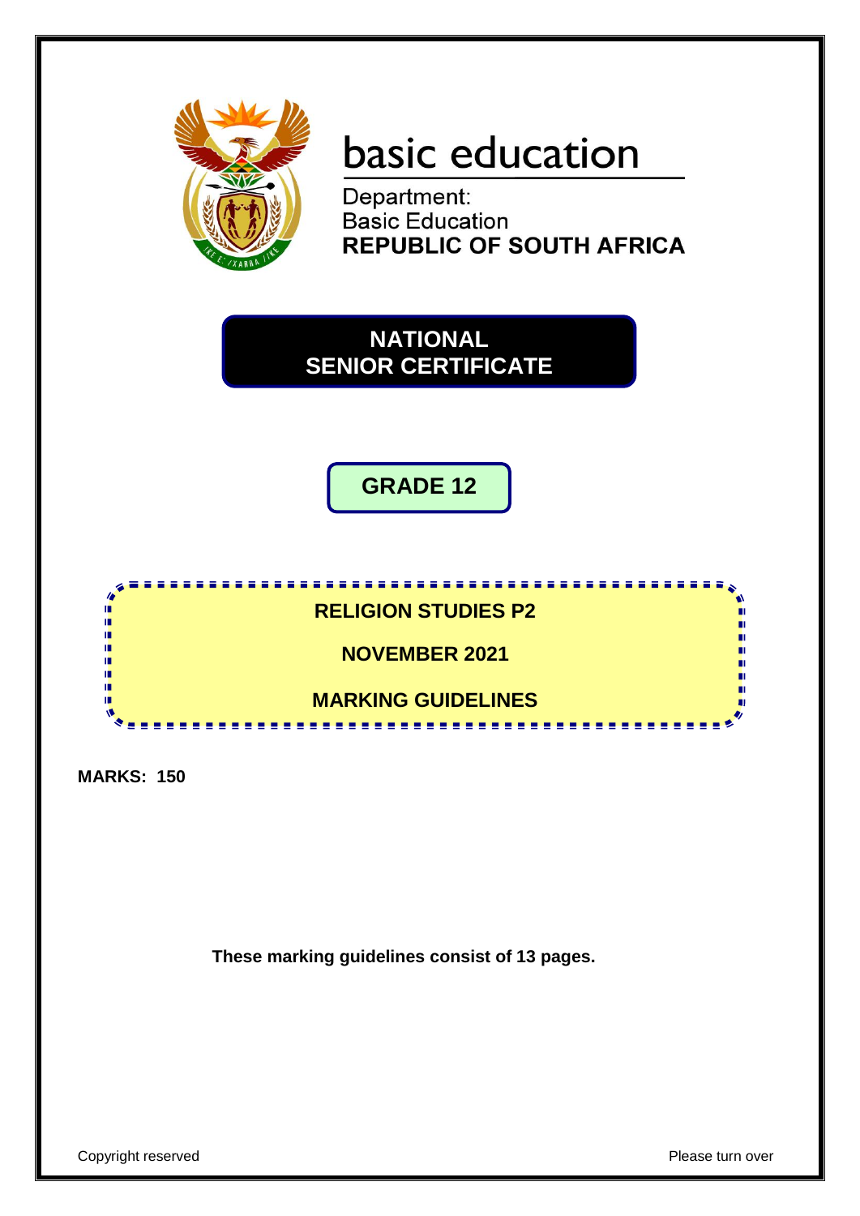basic education

Department:
Basic Education
**REPUBLIC OF SOUTH AFRICA**

# NATIONAL SENIOR CERTIFICATE

## GRADE 12

## RELIGION STUDIES P2

## NOVEMBER 2021

## MARKING GUIDELINES

**MARKS: 150**

**These marking guidelines consist of 13 pages.**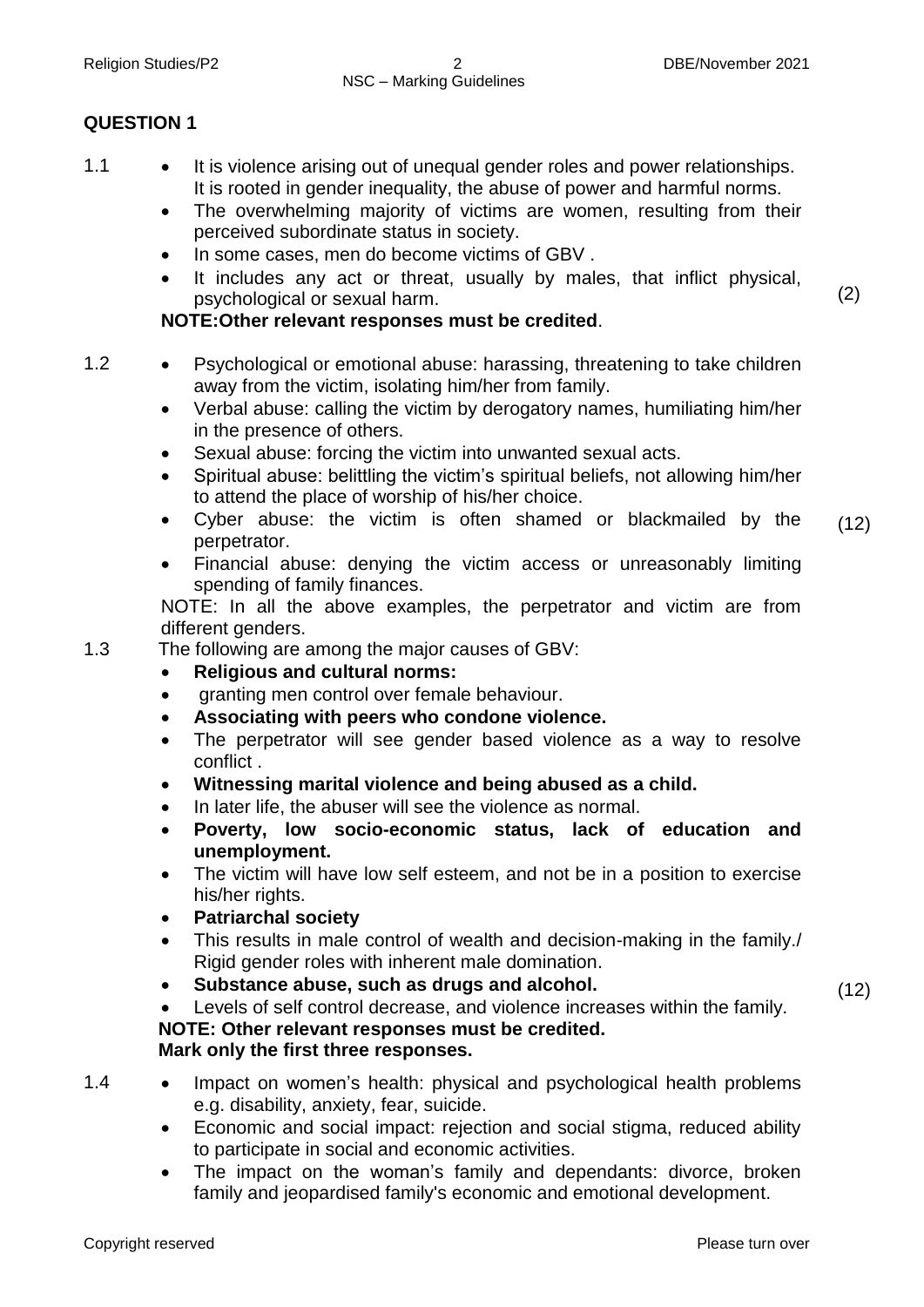## QUESTION 1

1.1
- It is violence arising out of unequal gender roles and power relationships. It is rooted in gender inequality, the abuse of power and harmful norms.
- The overwhelming majority of victims are women, resulting from their perceived subordinate status in society.
- In some cases, men do become victims of GBV .
- It includes any act or threat, usually by males, that inflict physical, psychological or sexual harm.

**NOTE:Other relevant responses must be credited**. (2)

1.2
- Psychological or emotional abuse: harassing, threatening to take children away from the victim, isolating him/her from family.
- Verbal abuse: calling the victim by derogatory names, humiliating him/her in the presence of others.
- Sexual abuse: forcing the victim into unwanted sexual acts.
- Spiritual abuse: belittling the victim's spiritual beliefs, not allowing him/her to attend the place of worship of his/her choice.
- Cyber abuse: the victim is often shamed or blackmailed by the perpetrator.
- Financial abuse: denying the victim access or unreasonably limiting spending of family finances.

NOTE: In all the above examples, the perpetrator and victim are from different genders. (12)

1.3 The following are among the major causes of GBV:
- **Religious and cultural norms:**
- granting men control over female behaviour.
- **Associating with peers who condone violence.**
- The perpetrator will see gender based violence as a way to resolve conflict .
- **Witnessing marital violence and being abused as a child.**
- In later life, the abuser will see the violence as normal.
- **Poverty, low socio-economic status, lack of education and unemployment.**
- The victim will have low self esteem, and not be in a position to exercise his/her rights.
- **Patriarchal society**
- This results in male control of wealth and decision-making in the family./ Rigid gender roles with inherent male domination.
- **Substance abuse, such as drugs and alcohol.**
- Levels of self control decrease, and violence increases within the family.

**NOTE: Other relevant responses must be credited.**
**Mark only the first three responses.** (12)

1.4
- Impact on women's health: physical and psychological health problems e.g. disability, anxiety, fear, suicide.
- Economic and social impact: rejection and social stigma, reduced ability to participate in social and economic activities.
- The impact on the woman's family and dependants: divorce, broken family and jeopardised family's economic and emotional development.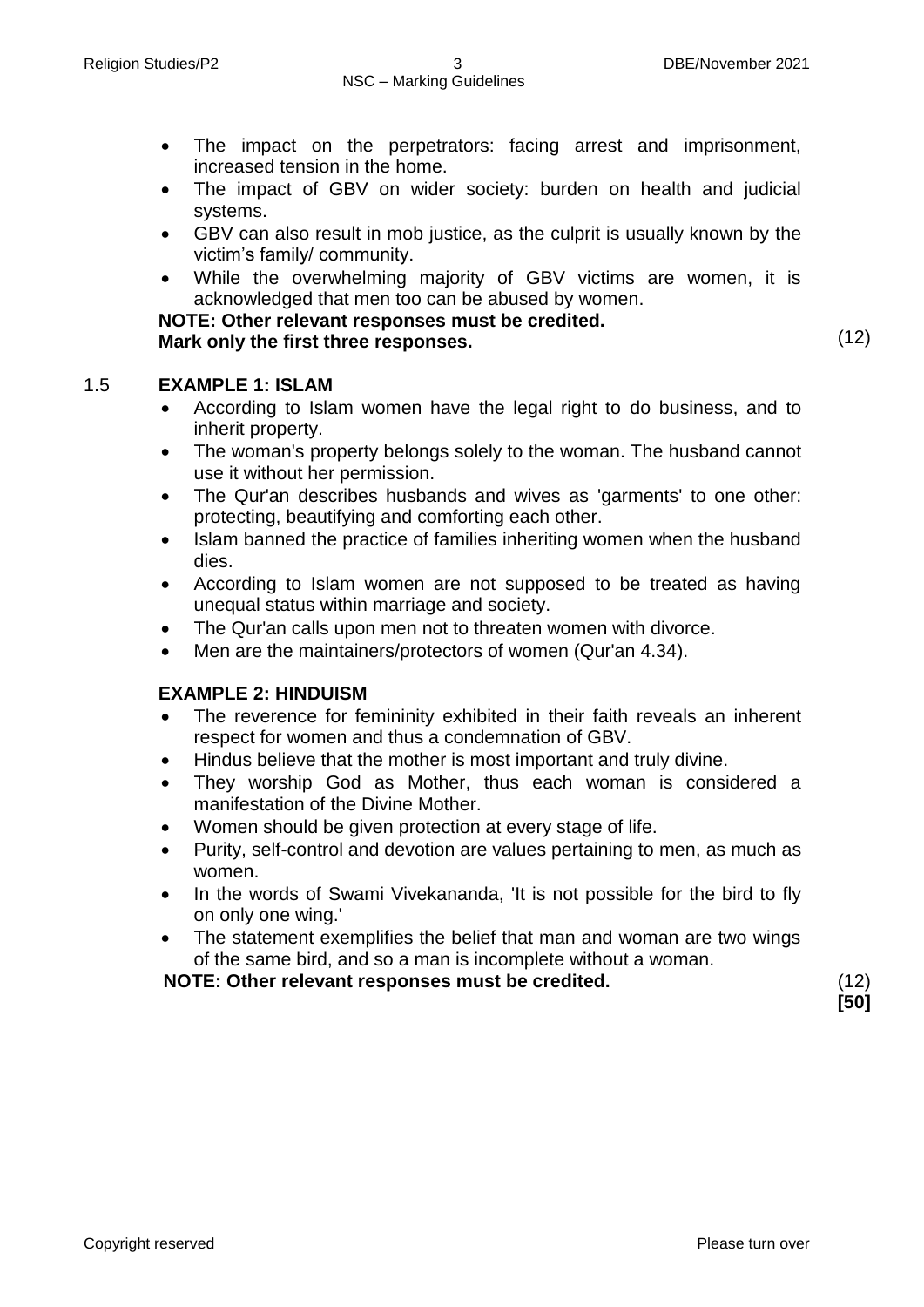- The impact on the perpetrators: facing arrest and imprisonment, increased tension in the home.
- The impact of GBV on wider society: burden on health and judicial systems.
- GBV can also result in mob justice, as the culprit is usually known by the victim's family/ community.
- While the overwhelming majority of GBV victims are women, it is acknowledged that men too can be abused by women.

**NOTE: Other relevant responses must be credited.**
**Mark only the first three responses.** (12)

1.5 **EXAMPLE 1: ISLAM**

- According to Islam women have the legal right to do business, and to inherit property.
- The woman's property belongs solely to the woman. The husband cannot use it without her permission.
- The Qur'an describes husbands and wives as 'garments' to one other: protecting, beautifying and comforting each other.
- Islam banned the practice of families inheriting women when the husband dies.
- According to Islam women are not supposed to be treated as having unequal status within marriage and society.
- The Qur'an calls upon men not to threaten women with divorce.
- Men are the maintainers/protectors of women (Qur'an 4.34).

**EXAMPLE 2: HINDUISM**

- The reverence for femininity exhibited in their faith reveals an inherent respect for women and thus a condemnation of GBV.
- Hindus believe that the mother is most important and truly divine.
- They worship God as Mother, thus each woman is considered a manifestation of the Divine Mother.
- Women should be given protection at every stage of life.
- Purity, self-control and devotion are values pertaining to men, as much as women.
- In the words of Swami Vivekananda, 'It is not possible for the bird to fly on only one wing.'
- The statement exemplifies the belief that man and woman are two wings of the same bird, and so a man is incomplete without a woman.

**NOTE: Other relevant responses must be credited.** (12)
**[50]**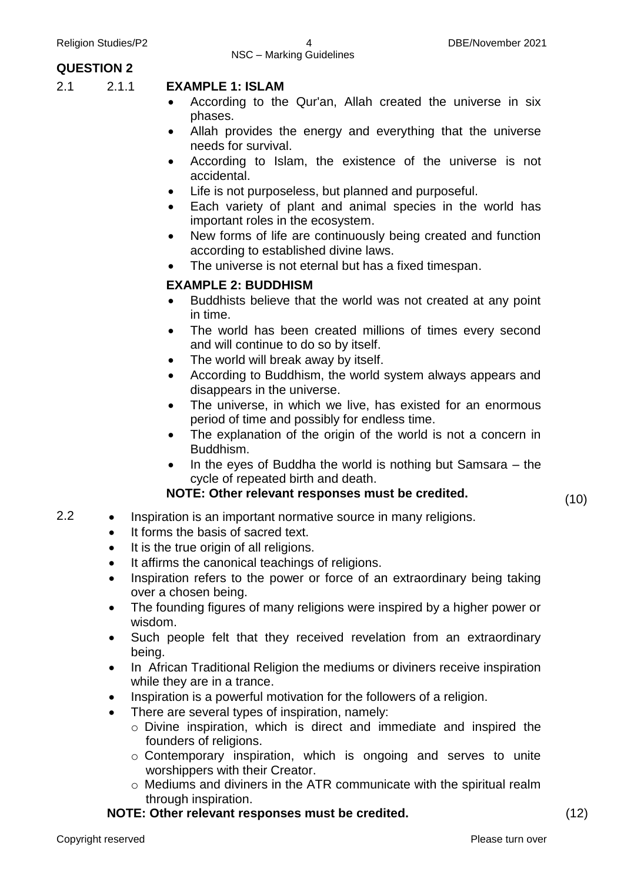## QUESTION 2

2.1 2.1.1 **EXAMPLE 1: ISLAM**

- According to the Qur'an, Allah created the universe in six phases.
- Allah provides the energy and everything that the universe needs for survival.
- According to Islam, the existence of the universe is not accidental.
- Life is not purposeless, but planned and purposeful.
- Each variety of plant and animal species in the world has important roles in the ecosystem.
- New forms of life are continuously being created and function according to established divine laws.
- The universe is not eternal but has a fixed timespan.

**EXAMPLE 2: BUDDHISM**

- Buddhists believe that the world was not created at any point in time.
- The world has been created millions of times every second and will continue to do so by itself.
- The world will break away by itself.
- According to Buddhism, the world system always appears and disappears in the universe.
- The universe, in which we live, has existed for an enormous period of time and possibly for endless time.
- The explanation of the origin of the world is not a concern in Buddhism.
- In the eyes of Buddha the world is nothing but Samsara – the cycle of repeated birth and death.

**NOTE: Other relevant responses must be credited.** (10)

2.2

- Inspiration is an important normative source in many religions.
- It forms the basis of sacred text.
- It is the true origin of all religions.
- It affirms the canonical teachings of religions.
- Inspiration refers to the power or force of an extraordinary being taking over a chosen being.
- The founding figures of many religions were inspired by a higher power or wisdom.
- Such people felt that they received revelation from an extraordinary being.
- In African Traditional Religion the mediums or diviners receive inspiration while they are in a trance.
- Inspiration is a powerful motivation for the followers of a religion.
- There are several types of inspiration, namely:
  - Divine inspiration, which is direct and immediate and inspired the founders of religions.
  - Contemporary inspiration, which is ongoing and serves to unite worshippers with their Creator.
  - Mediums and diviners in the ATR communicate with the spiritual realm through inspiration.

**NOTE: Other relevant responses must be credited.** (12)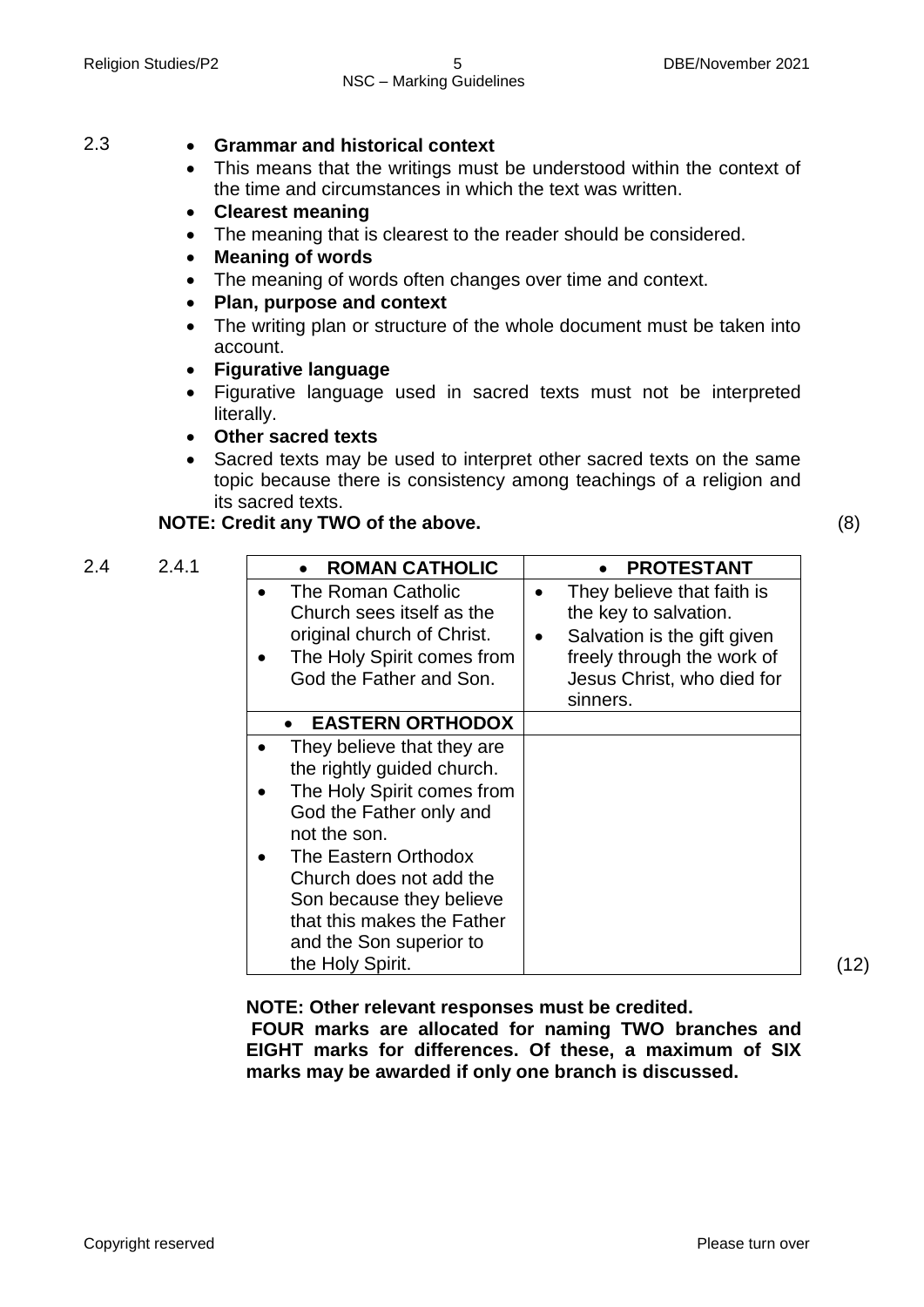2.3

- **Grammar and historical context**
- This means that the writings must be understood within the context of the time and circumstances in which the text was written.
- **Clearest meaning**
- The meaning that is clearest to the reader should be considered.
- **Meaning of words**
- The meaning of words often changes over time and context.
- **Plan, purpose and context**
- The writing plan or structure of the whole document must be taken into account.
- **Figurative language**
- Figurative language used in sacred texts must not be interpreted literally.
- **Other sacred texts**
- Sacred texts may be used to interpret other sacred texts on the same topic because there is consistency among teachings of a religion and its sacred texts.

**NOTE: Credit any TWO of the above.** (8)

2.4 2.4.1

| • **ROMAN CATHOLIC** | • **PROTESTANT** |
|---|---|
| • The Roman Catholic Church sees itself as the original church of Christ.<br>• The Holy Spirit comes from God the Father and Son. | • They believe that faith is the key to salvation.<br>• Salvation is the gift given freely through the work of Jesus Christ, who died for sinners. |
| • **EASTERN ORTHODOX** | |
| • They believe that they are the rightly guided church.<br>• The Holy Spirit comes from God the Father only and not the son.<br>• The Eastern Orthodox Church does not add the Son because they believe that this makes the Father and the Son superior to the Holy Spirit. | |

(12)

**NOTE: Other relevant responses must be credited.**
**FOUR marks are allocated for naming TWO branches and EIGHT marks for differences. Of these, a maximum of SIX marks may be awarded if only one branch is discussed.**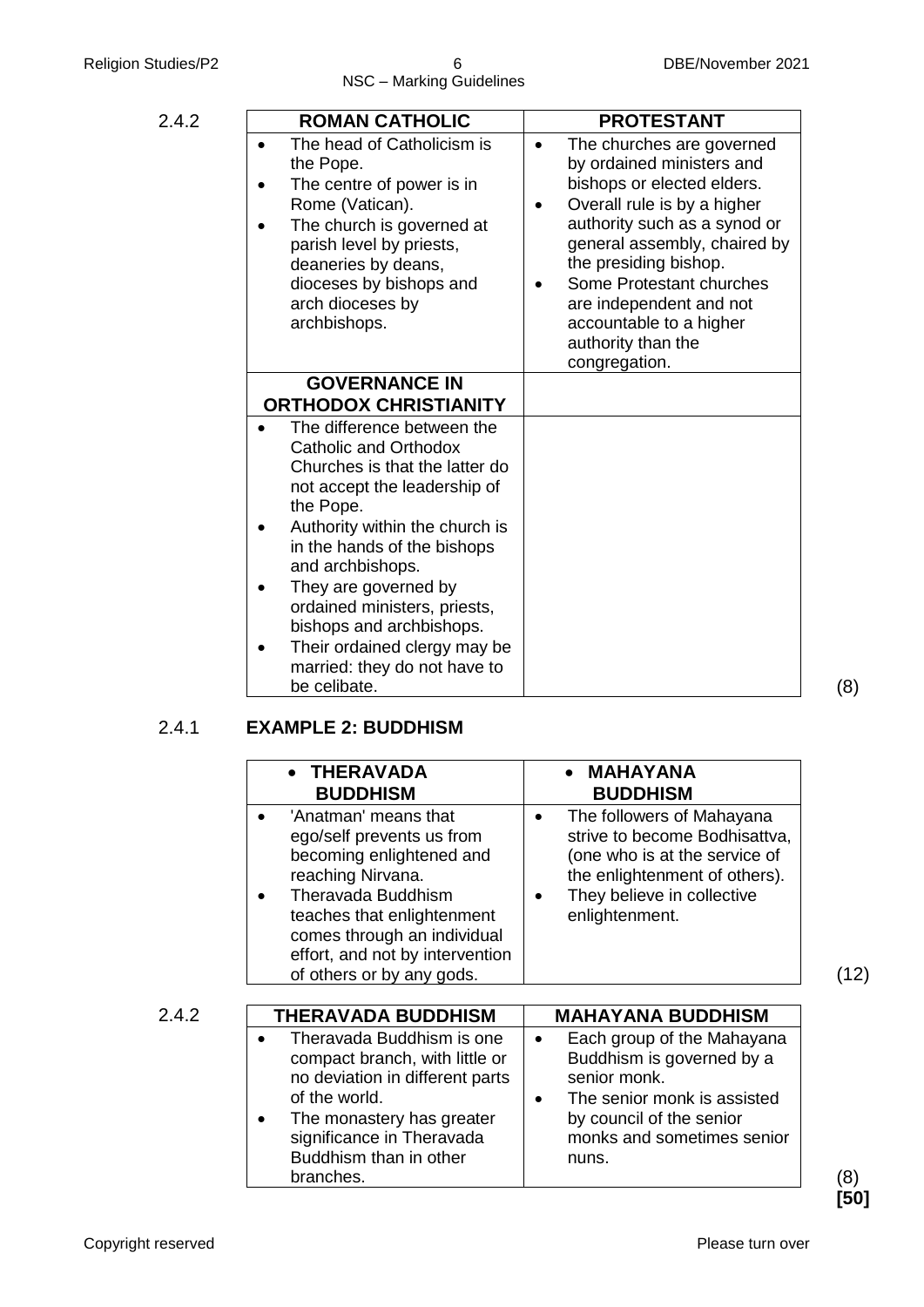2.4.2

| ROMAN CATHOLIC | PROTESTANT |
|---|---|
| • The head of Catholicism is the Pope.<br>• The centre of power is in Rome (Vatican).<br>• The church is governed at parish level by priests, deaneries by deans, dioceses by bishops and arch dioceses by archbishops. | • The churches are governed by ordained ministers and bishops or elected elders.<br>• Overall rule is by a higher authority such as a synod or general assembly, chaired by the presiding bishop.<br>• Some Protestant churches are independent and not accountable to a higher authority than the congregation. |
| **GOVERNANCE IN ORTHODOX CHRISTIANITY** | |
| • The difference between the Catholic and Orthodox Churches is that the latter do not accept the leadership of the Pope.<br>• Authority within the church is in the hands of the bishops and archbishops.<br>• They are governed by ordained ministers, priests, bishops and archbishops.<br>• Their ordained clergy may be married: they do not have to be celibate. | |

(8)

2.4.1 **EXAMPLE 2: BUDDHISM**

| • THERAVADA BUDDHISM | • MAHAYANA BUDDHISM |
|---|---|
| • 'Anatman' means that ego/self prevents us from becoming enlightened and reaching Nirvana.<br>• Theravada Buddhism teaches that enlightenment comes through an individual effort, and not by intervention of others or by any gods. | • The followers of Mahayana strive to become Bodhisattva, (one who is at the service of the enlightenment of others).<br>• They believe in collective enlightenment. |

(12)

2.4.2

| THERAVADA BUDDHISM | MAHAYANA BUDDHISM |
|---|---|
| • Theravada Buddhism is one compact branch, with little or no deviation in different parts of the world.<br>• The monastery has greater significance in Theravada Buddhism than in other branches. | • Each group of the Mahayana Buddhism is governed by a senior monk.<br>• The senior monk is assisted by council of the senior monks and sometimes senior nuns. |

(8)
**[50]**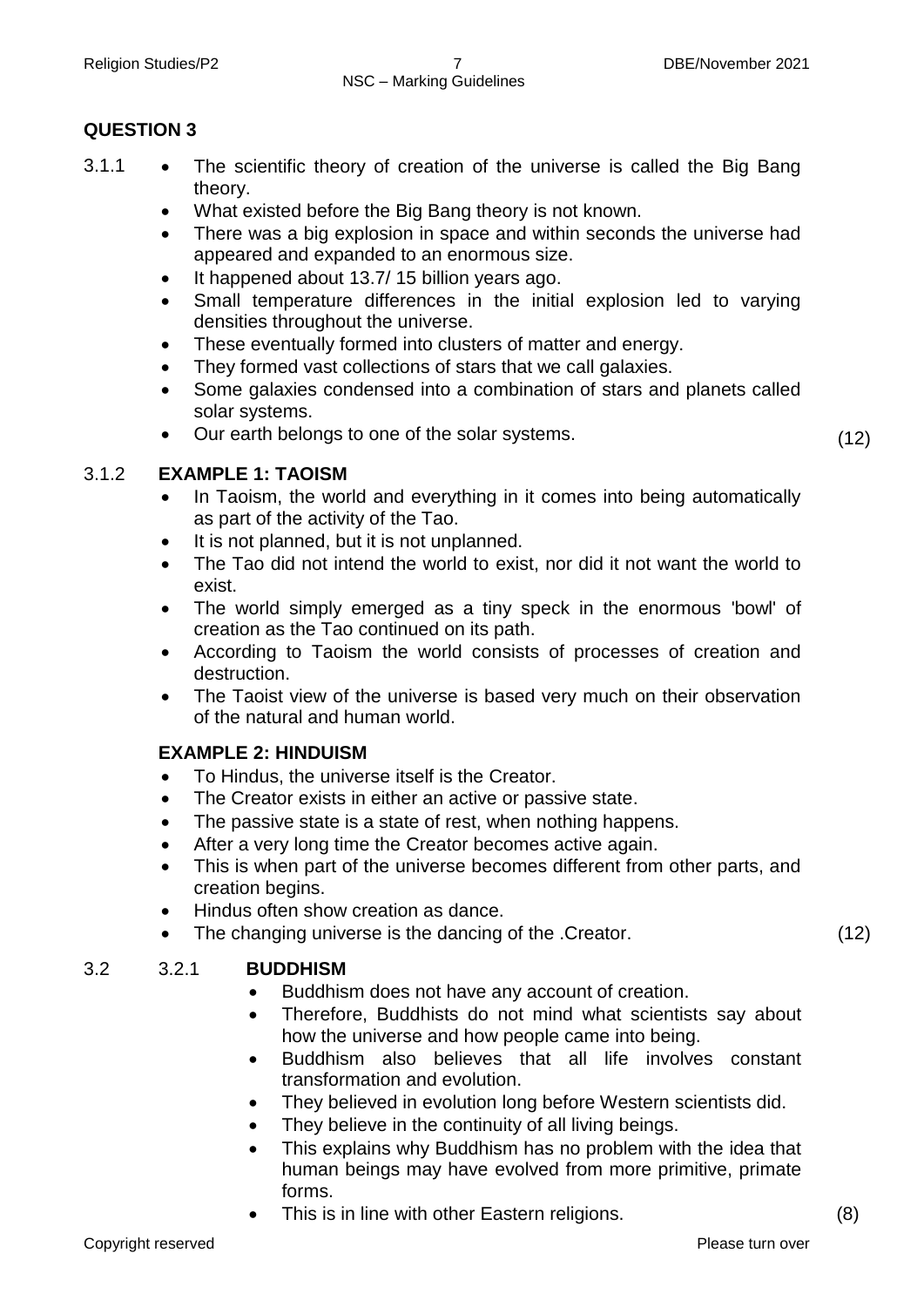## QUESTION 3

3.1.1

- The scientific theory of creation of the universe is called the Big Bang theory.
- What existed before the Big Bang theory is not known.
- There was a big explosion in space and within seconds the universe had appeared and expanded to an enormous size.
- It happened about 13.7/ 15 billion years ago.
- Small temperature differences in the initial explosion led to varying densities throughout the universe.
- These eventually formed into clusters of matter and energy.
- They formed vast collections of stars that we call galaxies.
- Some galaxies condensed into a combination of stars and planets called solar systems.
- Our earth belongs to one of the solar systems.

(12)

3.1.2 **EXAMPLE 1: TAOISM**

- In Taoism, the world and everything in it comes into being automatically as part of the activity of the Tao.
- It is not planned, but it is not unplanned.
- The Tao did not intend the world to exist, nor did it not want the world to exist.
- The world simply emerged as a tiny speck in the enormous 'bowl' of creation as the Tao continued on its path.
- According to Taoism the world consists of processes of creation and destruction.
- The Taoist view of the universe is based very much on their observation of the natural and human world.

**EXAMPLE 2: HINDUISM**

- To Hindus, the universe itself is the Creator.
- The Creator exists in either an active or passive state.
- The passive state is a state of rest, when nothing happens.
- After a very long time the Creator becomes active again.
- This is when part of the universe becomes different from other parts, and creation begins.
- Hindus often show creation as dance.
- The changing universe is the dancing of the .Creator.

(12)

3.2 3.2.1 **BUDDHISM**

- Buddhism does not have any account of creation.
- Therefore, Buddhists do not mind what scientists say about how the universe and how people came into being.
- Buddhism also believes that all life involves constant transformation and evolution.
- They believed in evolution long before Western scientists did.
- They believe in the continuity of all living beings.
- This explains why Buddhism has no problem with the idea that human beings may have evolved from more primitive, primate forms.
- This is in line with other Eastern religions.

(8)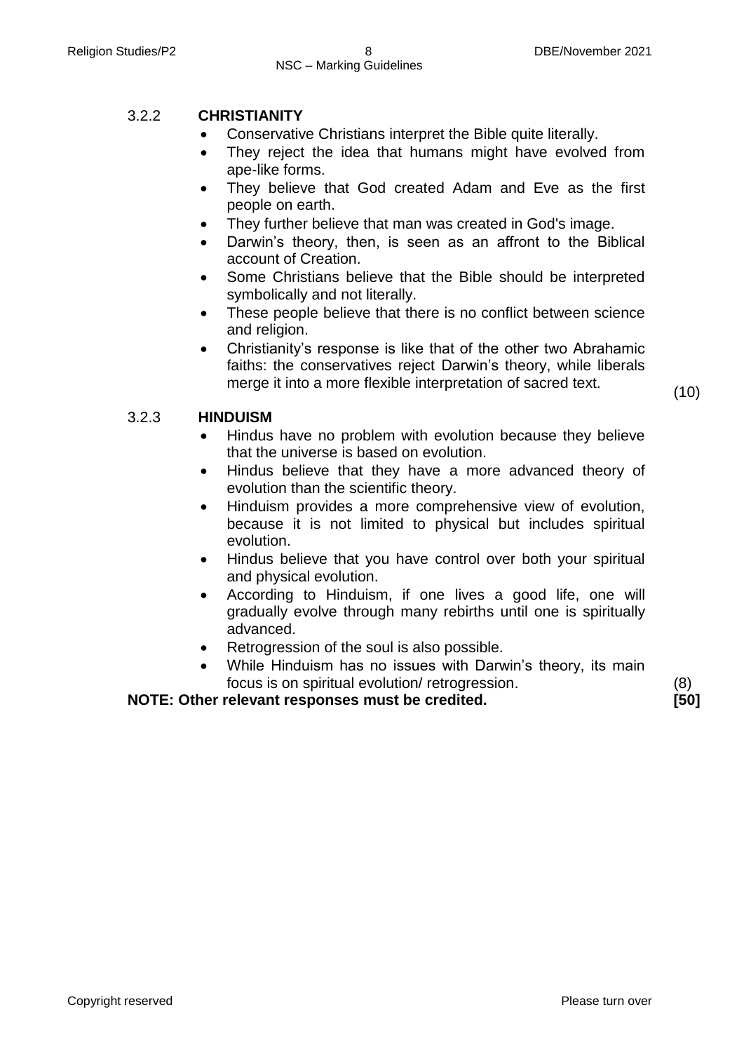3.2.2 **CHRISTIANITY**

- Conservative Christians interpret the Bible quite literally.
- They reject the idea that humans might have evolved from ape-like forms.
- They believe that God created Adam and Eve as the first people on earth.
- They further believe that man was created in God's image.
- Darwin's theory, then, is seen as an affront to the Biblical account of Creation.
- Some Christians believe that the Bible should be interpreted symbolically and not literally.
- These people believe that there is no conflict between science and religion.
- Christianity's response is like that of the other two Abrahamic faiths: the conservatives reject Darwin's theory, while liberals merge it into a more flexible interpretation of sacred text. (10)

3.2.3 **HINDUISM**

- Hindus have no problem with evolution because they believe that the universe is based on evolution.
- Hindus believe that they have a more advanced theory of evolution than the scientific theory.
- Hinduism provides a more comprehensive view of evolution, because it is not limited to physical but includes spiritual evolution.
- Hindus believe that you have control over both your spiritual and physical evolution.
- According to Hinduism, if one lives a good life, one will gradually evolve through many rebirths until one is spiritually advanced.
- Retrogression of the soul is also possible.
- While Hinduism has no issues with Darwin's theory, its main focus is on spiritual evolution/ retrogression. (8)

**NOTE: Other relevant responses must be credited.** **[50]**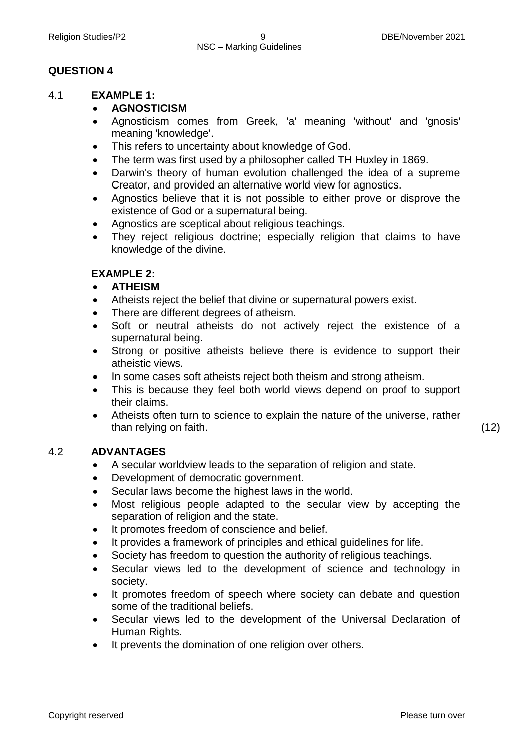## QUESTION 4

4.1 **EXAMPLE 1:**

- **AGNOSTICISM**
- Agnosticism comes from Greek, 'a' meaning 'without' and 'gnosis' meaning 'knowledge'.
- This refers to uncertainty about knowledge of God.
- The term was first used by a philosopher called TH Huxley in 1869.
- Darwin's theory of human evolution challenged the idea of a supreme Creator, and provided an alternative world view for agnostics.
- Agnostics believe that it is not possible to either prove or disprove the existence of God or a supernatural being.
- Agnostics are sceptical about religious teachings.
- They reject religious doctrine; especially religion that claims to have knowledge of the divine.

**EXAMPLE 2:**

- **ATHEISM**
- Atheists reject the belief that divine or supernatural powers exist.
- There are different degrees of atheism.
- Soft or neutral atheists do not actively reject the existence of a supernatural being.
- Strong or positive atheists believe there is evidence to support their atheistic views.
- In some cases soft atheists reject both theism and strong atheism.
- This is because they feel both world views depend on proof to support their claims.
- Atheists often turn to science to explain the nature of the universe, rather than relying on faith. (12)

4.2 **ADVANTAGES**

- A secular worldview leads to the separation of religion and state.
- Development of democratic government.
- Secular laws become the highest laws in the world.
- Most religious people adapted to the secular view by accepting the separation of religion and the state.
- It promotes freedom of conscience and belief.
- It provides a framework of principles and ethical guidelines for life.
- Society has freedom to question the authority of religious teachings.
- Secular views led to the development of science and technology in society.
- It promotes freedom of speech where society can debate and question some of the traditional beliefs.
- Secular views led to the development of the Universal Declaration of Human Rights.
- It prevents the domination of one religion over others.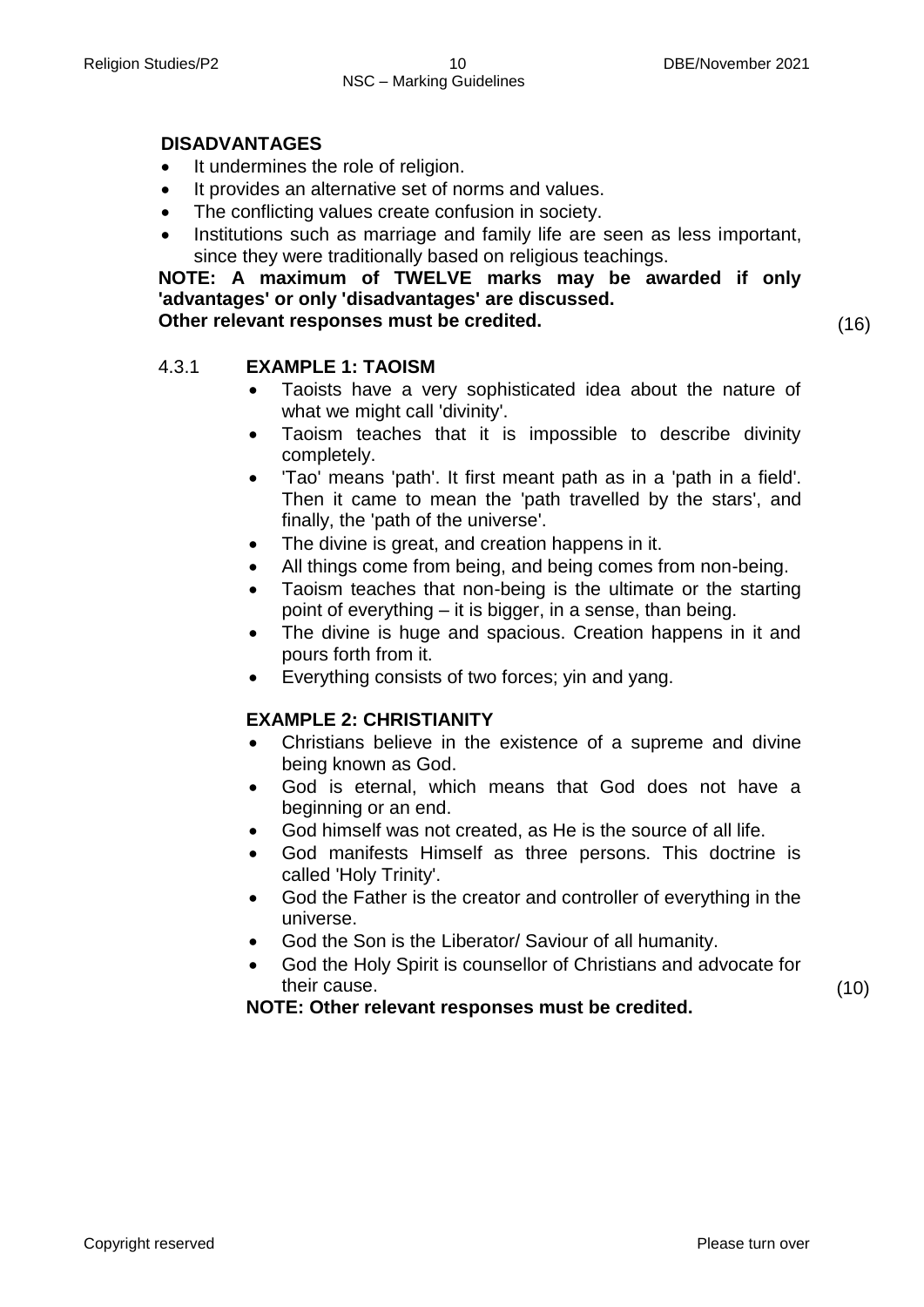**DISADVANTAGES**

- It undermines the role of religion.
- It provides an alternative set of norms and values.
- The conflicting values create confusion in society.
- Institutions such as marriage and family life are seen as less important, since they were traditionally based on religious teachings.

**NOTE: A maximum of TWELVE marks may be awarded if only 'advantages' or only 'disadvantages' are discussed.**
**Other relevant responses must be credited.** (16)

4.3.1 **EXAMPLE 1: TAOISM**

- Taoists have a very sophisticated idea about the nature of what we might call 'divinity'.
- Taoism teaches that it is impossible to describe divinity completely.
- 'Tao' means 'path'. It first meant path as in a 'path in a field'. Then it came to mean the 'path travelled by the stars', and finally, the 'path of the universe'.
- The divine is great, and creation happens in it.
- All things come from being, and being comes from non-being.
- Taoism teaches that non-being is the ultimate or the starting point of everything – it is bigger, in a sense, than being.
- The divine is huge and spacious. Creation happens in it and pours forth from it.
- Everything consists of two forces; yin and yang.

**EXAMPLE 2: CHRISTIANITY**

- Christians believe in the existence of a supreme and divine being known as God.
- God is eternal, which means that God does not have a beginning or an end.
- God himself was not created, as He is the source of all life.
- God manifests Himself as three persons. This doctrine is called 'Holy Trinity'.
- God the Father is the creator and controller of everything in the universe.
- God the Son is the Liberator/ Saviour of all humanity.
- God the Holy Spirit is counsellor of Christians and advocate for their cause. (10)

**NOTE: Other relevant responses must be credited.**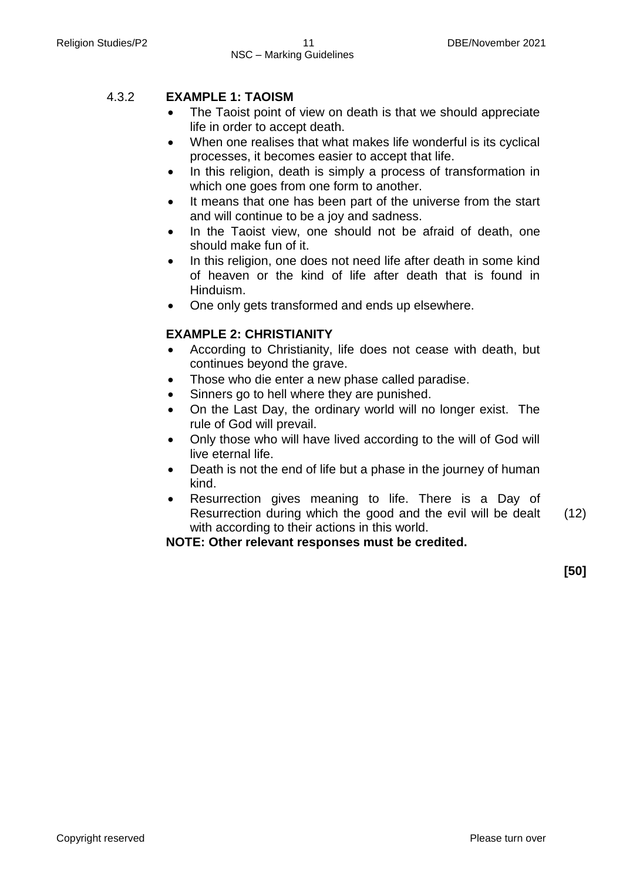4.3.2 **EXAMPLE 1: TAOISM**

- The Taoist point of view on death is that we should appreciate life in order to accept death.
- When one realises that what makes life wonderful is its cyclical processes, it becomes easier to accept that life.
- In this religion, death is simply a process of transformation in which one goes from one form to another.
- It means that one has been part of the universe from the start and will continue to be a joy and sadness.
- In the Taoist view, one should not be afraid of death, one should make fun of it.
- In this religion, one does not need life after death in some kind of heaven or the kind of life after death that is found in Hinduism.
- One only gets transformed and ends up elsewhere.

**EXAMPLE 2: CHRISTIANITY**

- According to Christianity, life does not cease with death, but continues beyond the grave.
- Those who die enter a new phase called paradise.
- Sinners go to hell where they are punished.
- On the Last Day, the ordinary world will no longer exist. The rule of God will prevail.
- Only those who will have lived according to the will of God will live eternal life.
- Death is not the end of life but a phase in the journey of human kind.
- Resurrection gives meaning to life. There is a Day of Resurrection during which the good and the evil will be dealt with according to their actions in this world. (12)

**NOTE: Other relevant responses must be credited.**

**[50]**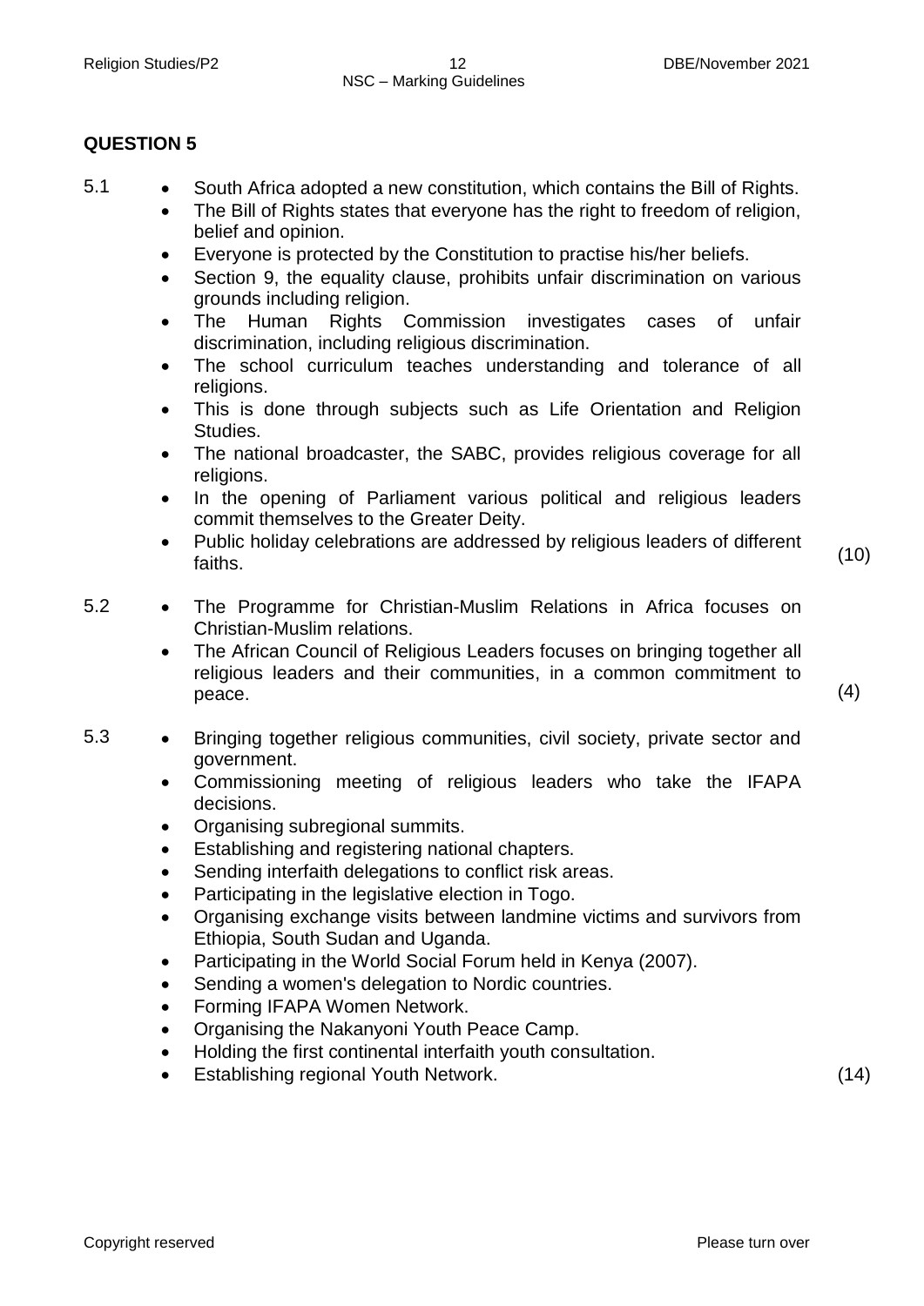**QUESTION 5**

5.1
- South Africa adopted a new constitution, which contains the Bill of Rights.
- The Bill of Rights states that everyone has the right to freedom of religion, belief and opinion.
- Everyone is protected by the Constitution to practise his/her beliefs.
- Section 9, the equality clause, prohibits unfair discrimination on various grounds including religion.
- The Human Rights Commission investigates cases of unfair discrimination, including religious discrimination.
- The school curriculum teaches understanding and tolerance of all religions.
- This is done through subjects such as Life Orientation and Religion Studies.
- The national broadcaster, the SABC, provides religious coverage for all religions.
- In the opening of Parliament various political and religious leaders commit themselves to the Greater Deity.
- Public holiday celebrations are addressed by religious leaders of different faiths. (10)

5.2
- The Programme for Christian-Muslim Relations in Africa focuses on Christian-Muslim relations.
- The African Council of Religious Leaders focuses on bringing together all religious leaders and their communities, in a common commitment to peace. (4)

5.3
- Bringing together religious communities, civil society, private sector and government.
- Commissioning meeting of religious leaders who take the IFAPA decisions.
- Organising subregional summits.
- Establishing and registering national chapters.
- Sending interfaith delegations to conflict risk areas.
- Participating in the legislative election in Togo.
- Organising exchange visits between landmine victims and survivors from Ethiopia, South Sudan and Uganda.
- Participating in the World Social Forum held in Kenya (2007).
- Sending a women's delegation to Nordic countries.
- Forming IFAPA Women Network.
- Organising the Nakanyoni Youth Peace Camp.
- Holding the first continental interfaith youth consultation.
- Establishing regional Youth Network. (14)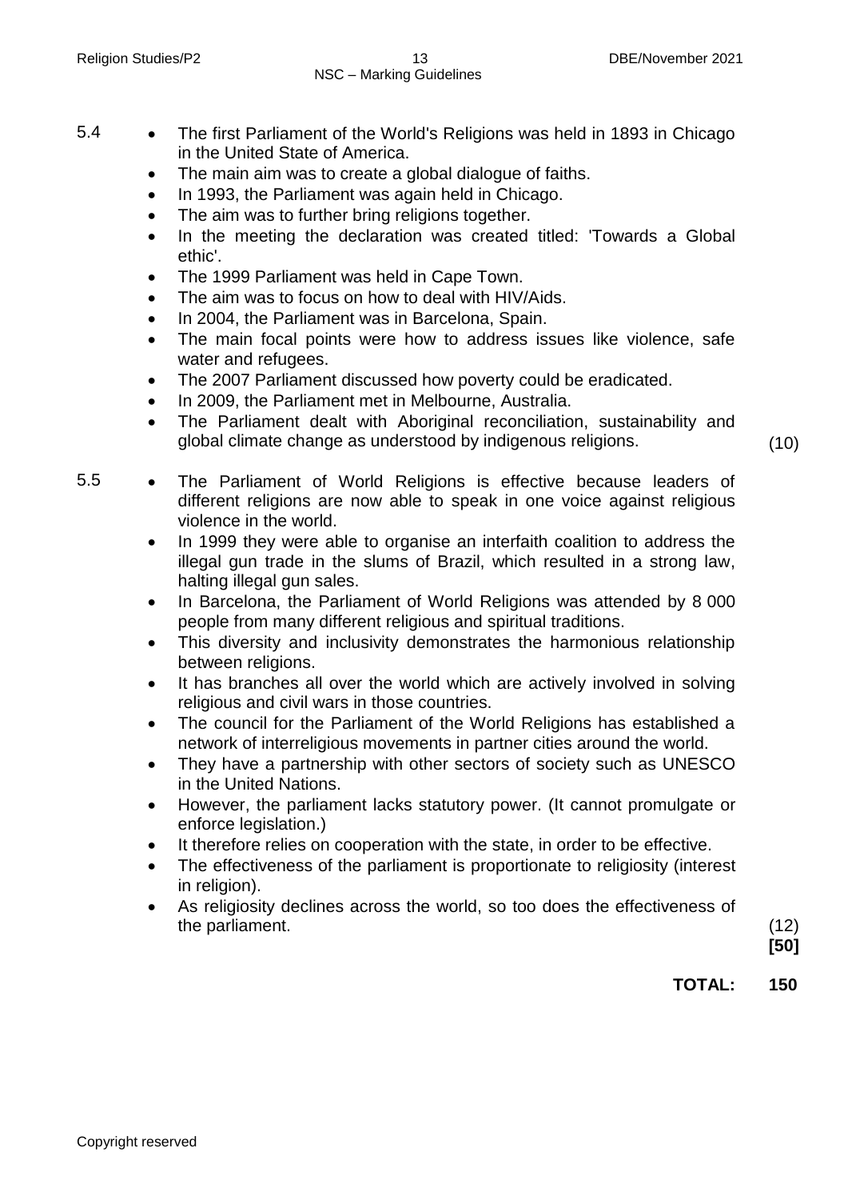5.4

- The first Parliament of the World's Religions was held in 1893 in Chicago in the United State of America.
- The main aim was to create a global dialogue of faiths.
- In 1993, the Parliament was again held in Chicago.
- The aim was to further bring religions together.
- In the meeting the declaration was created titled: 'Towards a Global ethic'.
- The 1999 Parliament was held in Cape Town.
- The aim was to focus on how to deal with HIV/Aids.
- In 2004, the Parliament was in Barcelona, Spain.
- The main focal points were how to address issues like violence, safe water and refugees.
- The 2007 Parliament discussed how poverty could be eradicated.
- In 2009, the Parliament met in Melbourne, Australia.
- The Parliament dealt with Aboriginal reconciliation, sustainability and global climate change as understood by indigenous religions. (10)

5.5

- The Parliament of World Religions is effective because leaders of different religions are now able to speak in one voice against religious violence in the world.
- In 1999 they were able to organise an interfaith coalition to address the illegal gun trade in the slums of Brazil, which resulted in a strong law, halting illegal gun sales.
- In Barcelona, the Parliament of World Religions was attended by 8 000 people from many different religious and spiritual traditions.
- This diversity and inclusivity demonstrates the harmonious relationship between religions.
- It has branches all over the world which are actively involved in solving religious and civil wars in those countries.
- The council for the Parliament of the World Religions has established a network of interreligious movements in partner cities around the world.
- They have a partnership with other sectors of society such as UNESCO in the United Nations.
- However, the parliament lacks statutory power. (It cannot promulgate or enforce legislation.)
- It therefore relies on cooperation with the state, in order to be effective.
- The effectiveness of the parliament is proportionate to religiosity (interest in religion).
- As religiosity declines across the world, so too does the effectiveness of the parliament. (12)

**[50]**

**TOTAL: 150**